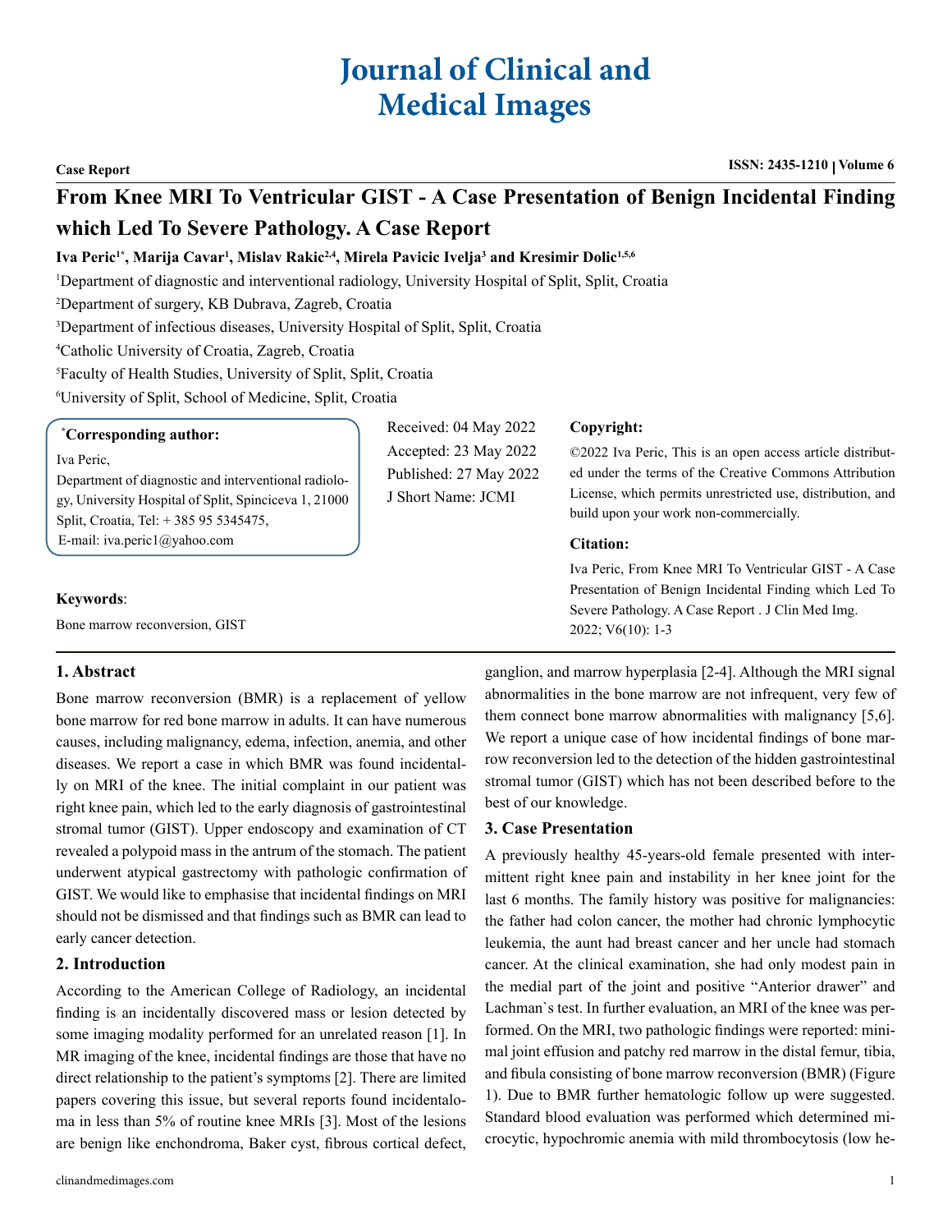# Journal of Clinical and Medical Images

**Case Report**

**ISSN: 2435-1210 | Volume 6**

## From Knee MRI To Ventricular GIST - A Case Presentation of Benign Incidental Finding which Led To Severe Pathology. A Case Report

**Iva Peric[1*], Marija Cavar[1], Mislav Rakic[2,4], Mirela Pavicic Ivelja[3] and Kresimir Dolic[1,5,6]**

[1]Department of diagnostic and interventional radiology, University Hospital of Split, Split, Croatia

[2]Department of surgery, KB Dubrava, Zagreb, Croatia

[3]Department of infectious diseases, University Hospital of Split, Split, Croatia

[4]Catholic University of Croatia, Zagreb, Croatia

[5]Faculty of Health Studies, University of Split, Split, Croatia

[6]University of Split, School of Medicine, Split, Croatia

**[*]Corresponding author:**

Iva Peric,
Department of diagnostic and interventional radiology, University Hospital of Split, Spinciceva 1, 21000 Split, Croatia, Tel: + 385 95 5345475,
E-mail: iva.peric1@yahoo.com

Received: 04 May 2022
Accepted: 23 May 2022
Published: 27 May 2022
J Short Name: JCMI

**Copyright:**

©2022 Iva Peric, This is an open access article distributed under the terms of the Creative Commons Attribution License, which permits unrestricted use, distribution, and build upon your work non-commercially.

**Citation:**

Iva Peric, From Knee MRI To Ventricular GIST - A Case Presentation of Benign Incidental Finding which Led To Severe Pathology. A Case Report . J Clin Med Img. 2022; V6(10): 1-3

**Keywords**:

Bone marrow reconversion, GIST

### 1. Abstract

Bone marrow reconversion (BMR) is a replacement of yellow bone marrow for red bone marrow in adults. It can have numerous causes, including malignancy, edema, infection, anemia, and other diseases. We report a case in which BMR was found incidentally on MRI of the knee. The initial complaint in our patient was right knee pain, which led to the early diagnosis of gastrointestinal stromal tumor (GIST). Upper endoscopy and examination of CT revealed a polypoid mass in the antrum of the stomach. The patient underwent atypical gastrectomy with pathologic confirmation of GIST. We would like to emphasise that incidental findings on MRI should not be dismissed and that findings such as BMR can lead to early cancer detection.

### 2. Introduction

According to the American College of Radiology, an incidental finding is an incidentally discovered mass or lesion detected by some imaging modality performed for an unrelated reason [1]. In MR imaging of the knee, incidental findings are those that have no direct relationship to the patient's symptoms [2]. There are limited papers covering this issue, but several reports found incidentaloma in less than 5% of routine knee MRIs [3]. Most of the lesions are benign like enchondroma, Baker cyst, fibrous cortical defect, ganglion, and marrow hyperplasia [2-4]. Although the MRI signal abnormalities in the bone marrow are not infrequent, very few of them connect bone marrow abnormalities with malignancy [5,6]. We report a unique case of how incidental findings of bone marrow reconversion led to the detection of the hidden gastrointestinal stromal tumor (GIST) which has not been described before to the best of our knowledge.

### 3. Case Presentation

A previously healthy 45-years-old female presented with intermittent right knee pain and instability in her knee joint for the last 6 months. The family history was positive for malignancies: the father had colon cancer, the mother had chronic lymphocytic leukemia, the aunt had breast cancer and her uncle had stomach cancer. At the clinical examination, she had only modest pain in the medial part of the joint and positive "Anterior drawer" and Lachman`s test. In further evaluation, an MRI of the knee was performed. On the MRI, two pathologic findings were reported: minimal joint effusion and patchy red marrow in the distal femur, tibia, and fibula consisting of bone marrow reconversion (BMR) (Figure 1). Due to BMR further hematologic follow up were suggested. Standard blood evaluation was performed which determined microcytic, hypochromic anemia with mild thrombocytosis (low he-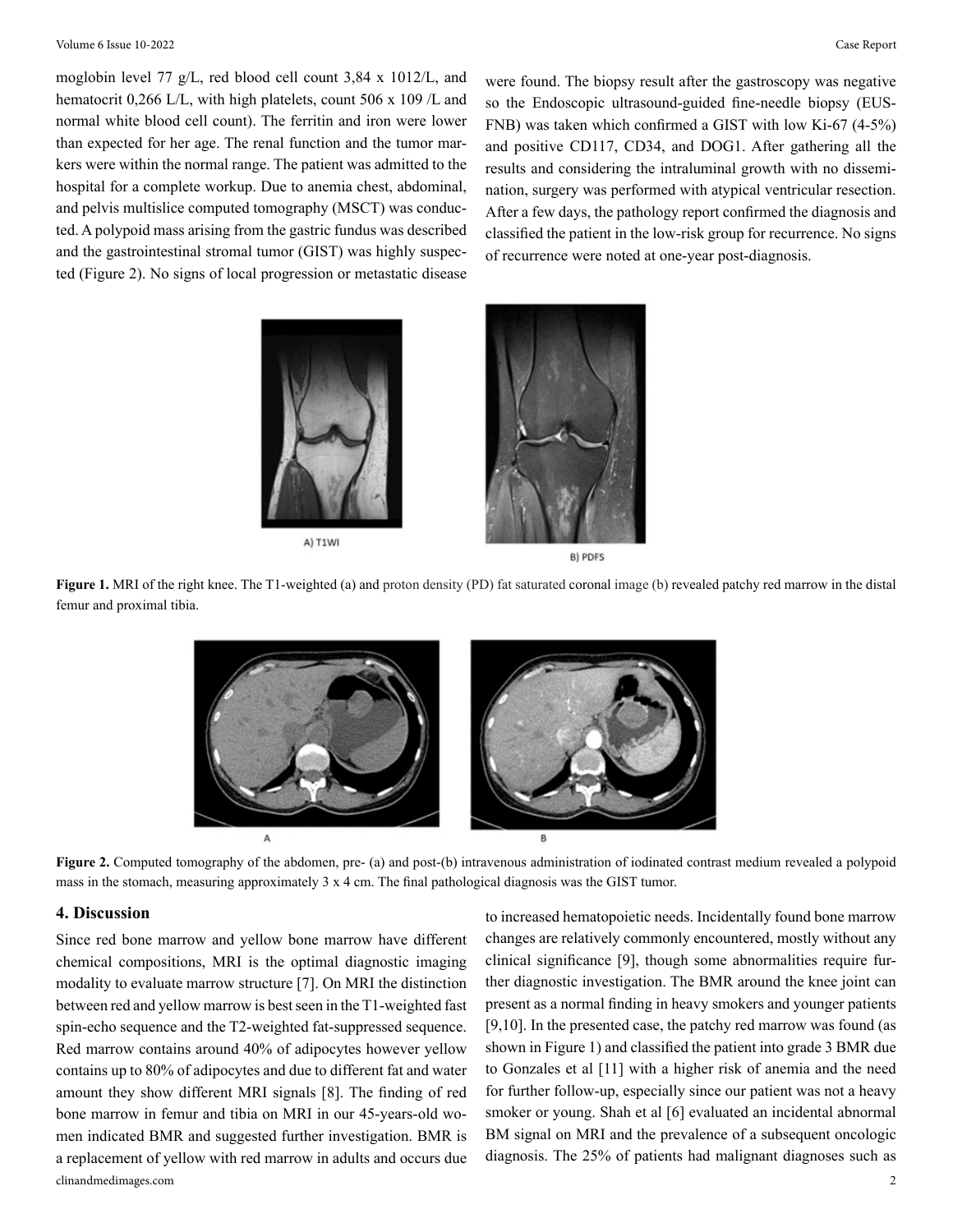moglobin level 77 g/L, red blood cell count 3,84 x 1012/L, and hematocrit 0,266 L/L, with high platelets, count 506 x 109 /L and normal white blood cell count). The ferritin and iron were lower than expected for her age. The renal function and the tumor markers were within the normal range. The patient was admitted to the hospital for a complete workup. Due to anemia chest, abdominal, and pelvis multislice computed tomography (MSCT) was conducted. A polypoid mass arising from the gastric fundus was described and the gastrointestinal stromal tumor (GIST) was highly suspected (Figure 2). No signs of local progression or metastatic disease were found. The biopsy result after the gastroscopy was negative so the Endoscopic ultrasound-guided fine-needle biopsy (EUS-FNB) was taken which confirmed a GIST with low Ki-67 (4-5%) and positive CD117, CD34, and DOG1. After gathering all the results and considering the intraluminal growth with no dissemination, surgery was performed with atypical ventricular resection. After a few days, the pathology report confirmed the diagnosis and classified the patient in the low-risk group for recurrence. No signs of recurrence were noted at one-year post-diagnosis.

**Figure 1.** MRI of the right knee. The T1-weighted (a) and proton density (PD) fat saturated coronal image (b) revealed patchy red marrow in the distal femur and proximal tibia.

**Figure 2.** Computed tomography of the abdomen, pre- (a) and post-(b) intravenous administration of iodinated contrast medium revealed a polypoid mass in the stomach, measuring approximately 3 x 4 cm. The final pathological diagnosis was the GIST tumor.

## 4. Discussion

Since red bone marrow and yellow bone marrow have different chemical compositions, MRI is the optimal diagnostic imaging modality to evaluate marrow structure [7]. On MRI the distinction between red and yellow marrow is best seen in the T1-weighted fast spin-echo sequence and the T2-weighted fat-suppressed sequence. Red marrow contains around 40% of adipocytes however yellow contains up to 80% of adipocytes and due to different fat and water amount they show different MRI signals [8]. The finding of red bone marrow in femur and tibia on MRI in our 45-years-old women indicated BMR and suggested further investigation. BMR is a replacement of yellow with red marrow in adults and occurs due to increased hematopoietic needs. Incidentally found bone marrow changes are relatively commonly encountered, mostly without any clinical significance [9], though some abnormalities require further diagnostic investigation. The BMR around the knee joint can present as a normal finding in heavy smokers and younger patients [9,10]. In the presented case, the patchy red marrow was found (as shown in Figure 1) and classified the patient into grade 3 BMR due to Gonzales et al [11] with a higher risk of anemia and the need for further follow-up, especially since our patient was not a heavy smoker or young. Shah et al [6] evaluated an incidental abnormal BM signal on MRI and the prevalence of a subsequent oncologic diagnosis. The 25% of patients had malignant diagnoses such as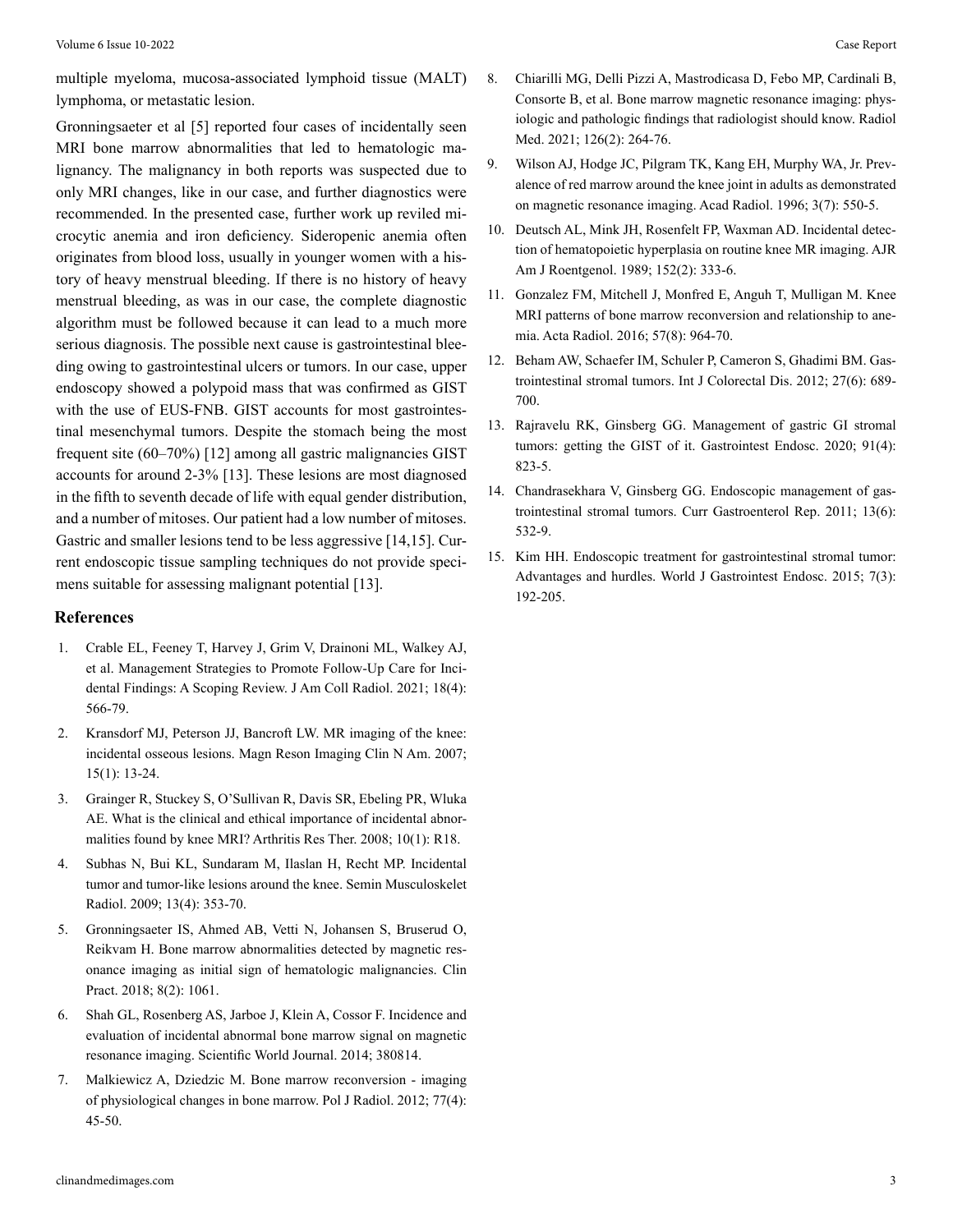multiple myeloma, mucosa-associated lymphoid tissue (MALT) lymphoma, or metastatic lesion.

Gronningsaeter et al [5] reported four cases of incidentally seen MRI bone marrow abnormalities that led to hematologic malignancy. The malignancy in both reports was suspected due to only MRI changes, like in our case, and further diagnostics were recommended. In the presented case, further work up reviled microcytic anemia and iron deficiency. Sideropenic anemia often originates from blood loss, usually in younger women with a history of heavy menstrual bleeding. If there is no history of heavy menstrual bleeding, as was in our case, the complete diagnostic algorithm must be followed because it can lead to a much more serious diagnosis. The possible next cause is gastrointestinal bleeding owing to gastrointestinal ulcers or tumors. In our case, upper endoscopy showed a polypoid mass that was confirmed as GIST with the use of EUS-FNB. GIST accounts for most gastrointestinal mesenchymal tumors. Despite the stomach being the most frequent site (60–70%) [12] among all gastric malignancies GIST accounts for around 2-3% [13]. These lesions are most diagnosed in the fifth to seventh decade of life with equal gender distribution, and a number of mitoses. Our patient had a low number of mitoses. Gastric and smaller lesions tend to be less aggressive [14,15]. Current endoscopic tissue sampling techniques do not provide specimens suitable for assessing malignant potential [13].

## References

1. Crable EL, Feeney T, Harvey J, Grim V, Drainoni ML, Walkey AJ, et al. Management Strategies to Promote Follow-Up Care for Incidental Findings: A Scoping Review. J Am Coll Radiol. 2021; 18(4): 566-79.
2. Kransdorf MJ, Peterson JJ, Bancroft LW. MR imaging of the knee: incidental osseous lesions. Magn Reson Imaging Clin N Am. 2007; 15(1): 13-24.
3. Grainger R, Stuckey S, O'Sullivan R, Davis SR, Ebeling PR, Wluka AE. What is the clinical and ethical importance of incidental abnormalities found by knee MRI? Arthritis Res Ther. 2008; 10(1): R18.
4. Subhas N, Bui KL, Sundaram M, Ilaslan H, Recht MP. Incidental tumor and tumor-like lesions around the knee. Semin Musculoskelet Radiol. 2009; 13(4): 353-70.
5. Gronningsaeter IS, Ahmed AB, Vetti N, Johansen S, Bruserud O, Reikvam H. Bone marrow abnormalities detected by magnetic resonance imaging as initial sign of hematologic malignancies. Clin Pract. 2018; 8(2): 1061.
6. Shah GL, Rosenberg AS, Jarboe J, Klein A, Cossor F. Incidence and evaluation of incidental abnormal bone marrow signal on magnetic resonance imaging. Scientific World Journal. 2014; 380814.
7. Malkiewicz A, Dziedzic M. Bone marrow reconversion - imaging of physiological changes in bone marrow. Pol J Radiol. 2012; 77(4): 45-50.
8. Chiarilli MG, Delli Pizzi A, Mastrodicasa D, Febo MP, Cardinali B, Consorte B, et al. Bone marrow magnetic resonance imaging: physiologic and pathologic findings that radiologist should know. Radiol Med. 2021; 126(2): 264-76.
9. Wilson AJ, Hodge JC, Pilgram TK, Kang EH, Murphy WA, Jr. Prevalence of red marrow around the knee joint in adults as demonstrated on magnetic resonance imaging. Acad Radiol. 1996; 3(7): 550-5.
10. Deutsch AL, Mink JH, Rosenfelt FP, Waxman AD. Incidental detection of hematopoietic hyperplasia on routine knee MR imaging. AJR Am J Roentgenol. 1989; 152(2): 333-6.
11. Gonzalez FM, Mitchell J, Monfred E, Anguh T, Mulligan M. Knee MRI patterns of bone marrow reconversion and relationship to anemia. Acta Radiol. 2016; 57(8): 964-70.
12. Beham AW, Schaefer IM, Schuler P, Cameron S, Ghadimi BM. Gastrointestinal stromal tumors. Int J Colorectal Dis. 2012; 27(6): 689-700.
13. Rajravelu RK, Ginsberg GG. Management of gastric GI stromal tumors: getting the GIST of it. Gastrointest Endosc. 2020; 91(4): 823-5.
14. Chandrasekhara V, Ginsberg GG. Endoscopic management of gastrointestinal stromal tumors. Curr Gastroenterol Rep. 2011; 13(6): 532-9.
15. Kim HH. Endoscopic treatment for gastrointestinal stromal tumor: Advantages and hurdles. World J Gastrointest Endosc. 2015; 7(3): 192-205.